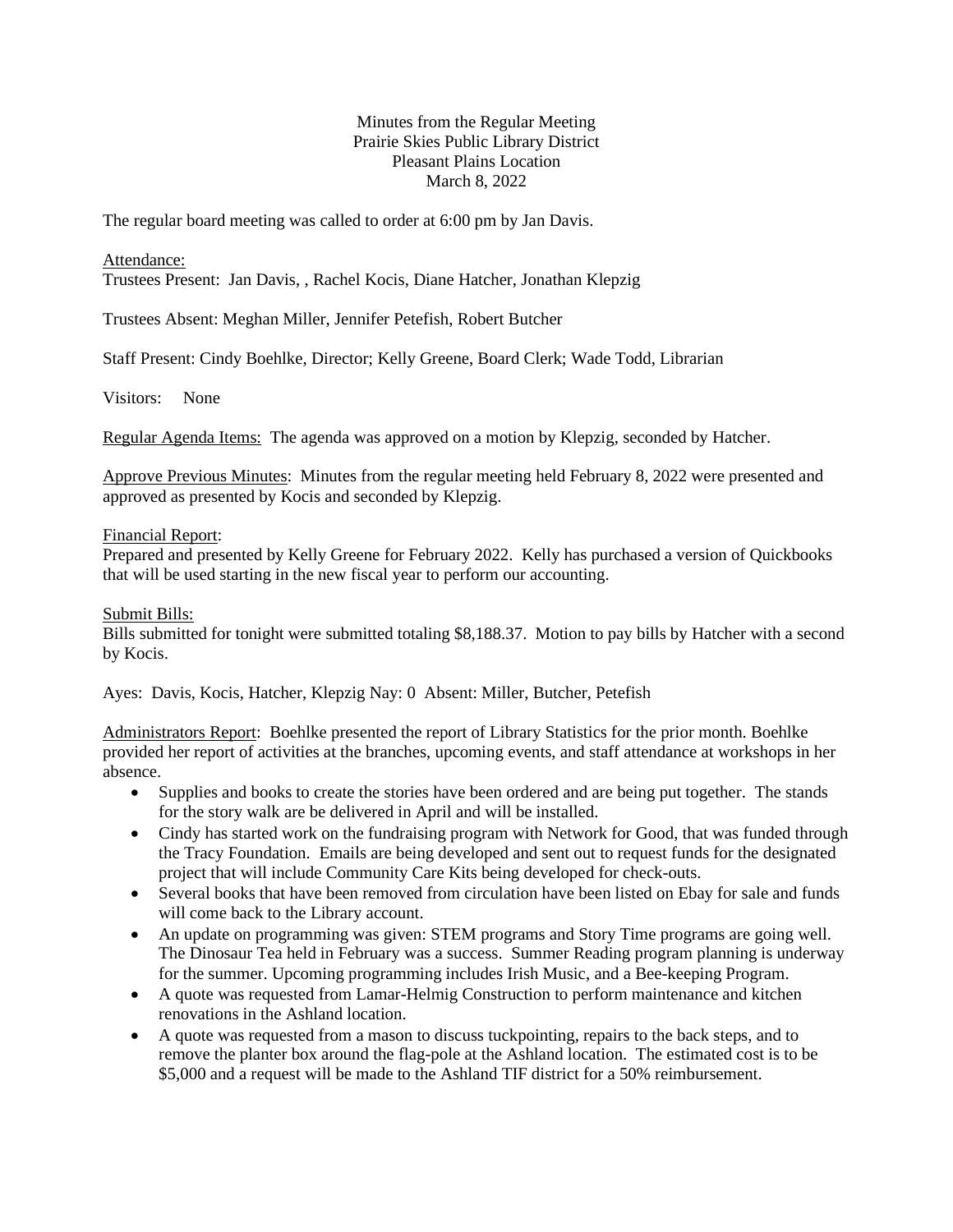Minutes from the Regular Meeting
Prairie Skies Public Library District
Pleasant Plains Location
March 8, 2022

The regular board meeting was called to order at 6:00 pm by Jan Davis.

Attendance:
Trustees Present: Jan Davis, , Rachel Kocis, Diane Hatcher, Jonathan Klepzig

Trustees Absent: Meghan Miller, Jennifer Petefish, Robert Butcher

Staff Present: Cindy Boehlke, Director; Kelly Greene, Board Clerk; Wade Todd, Librarian

Visitors: None

Regular Agenda Items: The agenda was approved on a motion by Klepzig, seconded by Hatcher.

Approve Previous Minutes: Minutes from the regular meeting held February 8, 2022 were presented and approved as presented by Kocis and seconded by Klepzig.

Financial Report:
Prepared and presented by Kelly Greene for February 2022. Kelly has purchased a version of Quickbooks that will be used starting in the new fiscal year to perform our accounting.

Submit Bills:
Bills submitted for tonight were submitted totaling $8,188.37. Motion to pay bills by Hatcher with a second by Kocis.

Ayes: Davis, Kocis, Hatcher, Klepzig Nay: 0 Absent: Miller, Butcher, Petefish

Administrators Report: Boehlke presented the report of Library Statistics for the prior month. Boehlke provided her report of activities at the branches, upcoming events, and staff attendance at workshops in her absence.

- Supplies and books to create the stories have been ordered and are being put together. The stands for the story walk are be delivered in April and will be installed.
- Cindy has started work on the fundraising program with Network for Good, that was funded through the Tracy Foundation. Emails are being developed and sent out to request funds for the designated project that will include Community Care Kits being developed for check-outs.
- Several books that have been removed from circulation have been listed on Ebay for sale and funds will come back to the Library account.
- An update on programming was given: STEM programs and Story Time programs are going well. The Dinosaur Tea held in February was a success. Summer Reading program planning is underway for the summer. Upcoming programming includes Irish Music, and a Bee-keeping Program.
- A quote was requested from Lamar-Helmig Construction to perform maintenance and kitchen renovations in the Ashland location.
- A quote was requested from a mason to discuss tuckpointing, repairs to the back steps, and to remove the planter box around the flag-pole at the Ashland location. The estimated cost is to be $5,000 and a request will be made to the Ashland TIF district for a 50% reimbursement.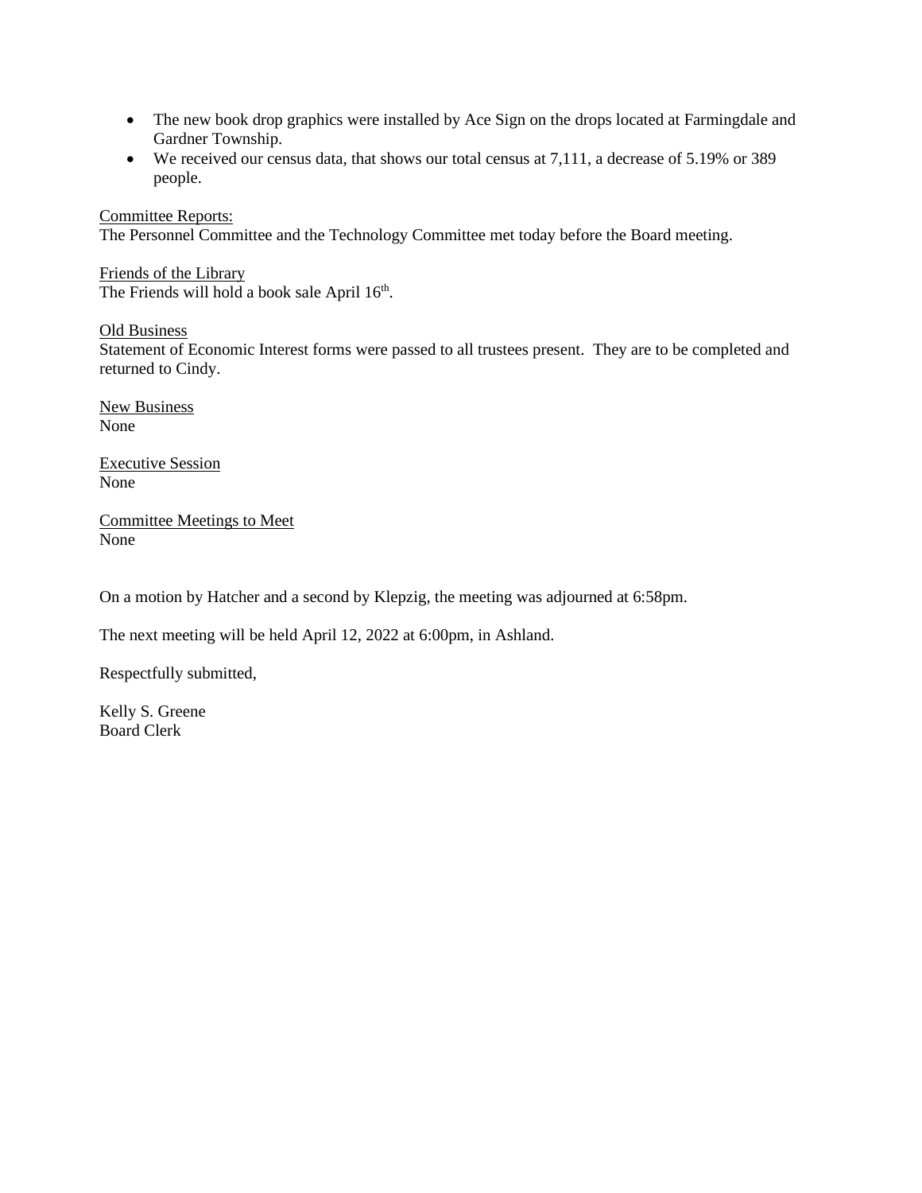- The new book drop graphics were installed by Ace Sign on the drops located at Farmingdale and Gardner Township.
- We received our census data, that shows our total census at 7,111, a decrease of 5.19% or 389 people.

<u>Committee Reports:</u>
The Personnel Committee and the Technology Committee met today before the Board meeting.

<u>Friends of the Library</u>
The Friends will hold a book sale April 16th.

<u>Old Business</u>
Statement of Economic Interest forms were passed to all trustees present. They are to be completed and returned to Cindy.

<u>New Business</u>
None

<u>Executive Session</u>
None

<u>Committee Meetings to Meet</u>
None

On a motion by Hatcher and a second by Klepzig, the meeting was adjourned at 6:58pm.

The next meeting will be held April 12, 2022 at 6:00pm, in Ashland.

Respectfully submitted,

Kelly S. Greene
Board Clerk